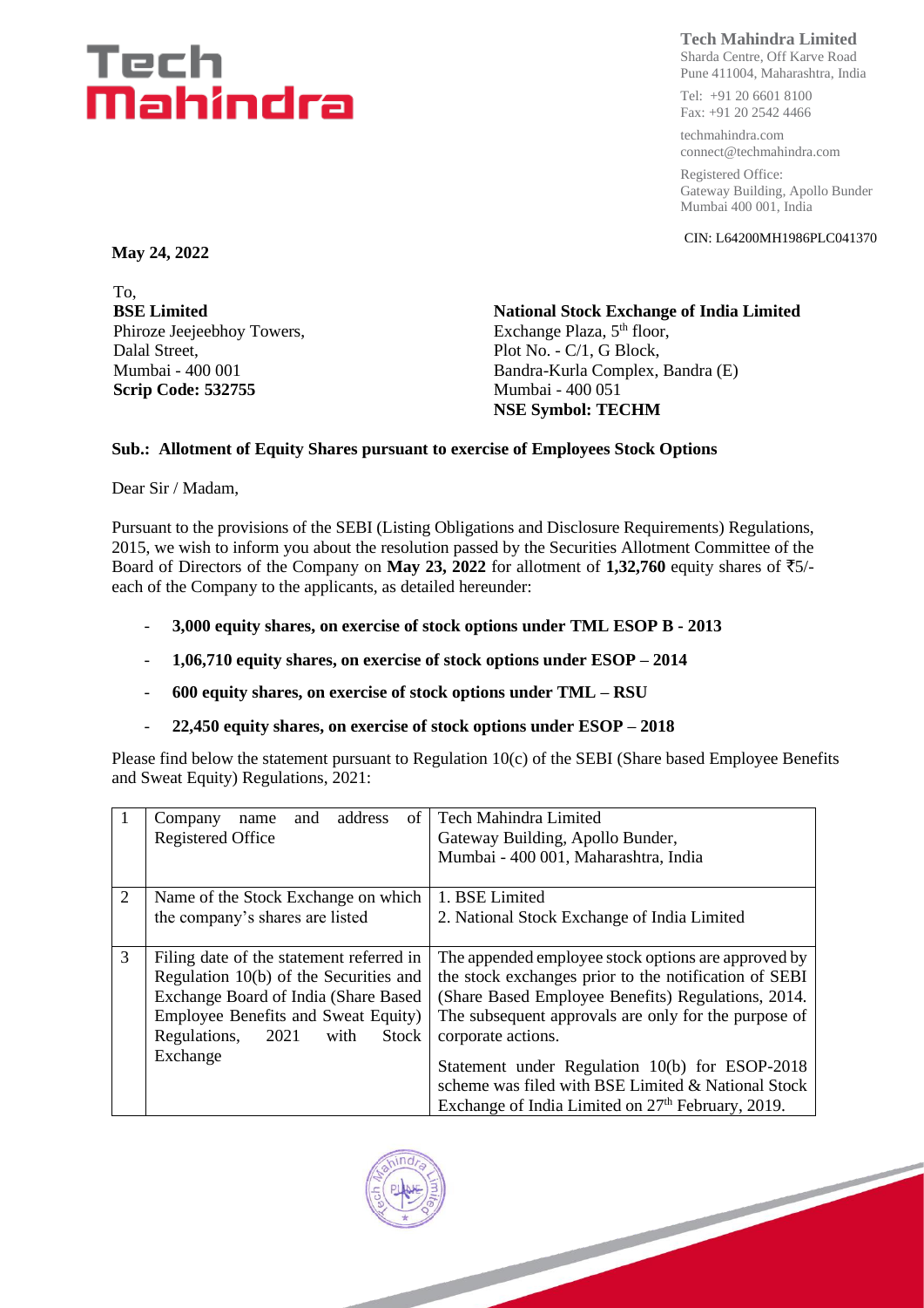**Tech Mahindra Limited**
Sharda Centre, Off Karve Road
Pune 411004, Maharashtra, India

Tel: +91 20 6601 8100
Fax: +91 20 2542 4466

techmahindra.com
connect@techmahindra.com

Registered Office:
Gateway Building, Apollo Bunder
Mumbai 400 001, India

CIN: L64200MH1986PLC041370

**May 24, 2022**

To,
**BSE Limited**
Phiroze Jeejeebhoy Towers,
Dalal Street,
Mumbai - 400 001
**Scrip Code: 532755**

**National Stock Exchange of India Limited**
Exchange Plaza, 5th floor,
Plot No. - C/1, G Block,
Bandra-Kurla Complex, Bandra (E)
Mumbai - 400 051
**NSE Symbol: TECHM**

**Sub.: Allotment of Equity Shares pursuant to exercise of Employees Stock Options**

Dear Sir / Madam,

Pursuant to the provisions of the SEBI (Listing Obligations and Disclosure Requirements) Regulations, 2015, we wish to inform you about the resolution passed by the Securities Allotment Committee of the Board of Directors of the Company on **May 23, 2022** for allotment of **1,32,760** equity shares of ₹5/- each of the Company to the applicants, as detailed hereunder:

- **3,000 equity shares, on exercise of stock options under TML ESOP B - 2013**
- **1,06,710 equity shares, on exercise of stock options under ESOP – 2014**
- **600 equity shares, on exercise of stock options under TML – RSU**
- **22,450 equity shares, on exercise of stock options under ESOP – 2018**

Please find below the statement pursuant to Regulation 10(c) of the SEBI (Share based Employee Benefits and Sweat Equity) Regulations, 2021:

| | | |
|---|---|---|
| 1 | Company name and address of Registered Office | Tech Mahindra Limited<br>Gateway Building, Apollo Bunder,<br>Mumbai - 400 001, Maharashtra, India |
| 2 | Name of the Stock Exchange on which the company's shares are listed | 1. BSE Limited<br>2. National Stock Exchange of India Limited |
| 3 | Filing date of the statement referred in Regulation 10(b) of the Securities and Exchange Board of India (Share Based Employee Benefits and Sweat Equity) Regulations, 2021 with Stock Exchange | The appended employee stock options are approved by the stock exchanges prior to the notification of SEBI (Share Based Employee Benefits) Regulations, 2014. The subsequent approvals are only for the purpose of corporate actions.<br><br>Statement under Regulation 10(b) for ESOP-2018 scheme was filed with BSE Limited & National Stock Exchange of India Limited on 27th February, 2019. |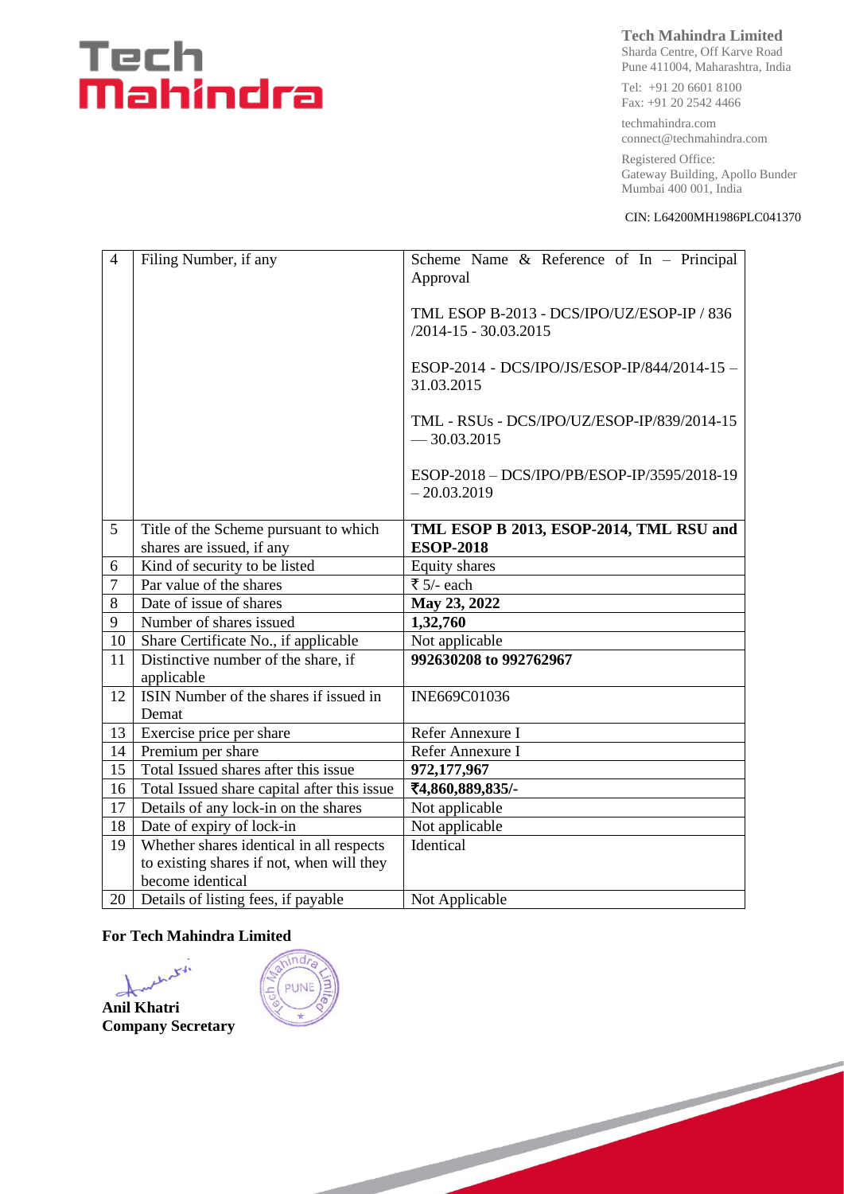| 4 | Filing Number, if any | Scheme Name & Reference of In – Principal Approval<br><br>TML ESOP B-2013 - DCS/IPO/UZ/ESOP-IP / 836 /2014-15 - 30.03.2015<br><br>ESOP-2014 - DCS/IPO/JS/ESOP-IP/844/2014-15 – 31.03.2015<br><br>TML - RSUs - DCS/IPO/UZ/ESOP-IP/839/2014-15 — 30.03.2015<br><br>ESOP-2018 – DCS/IPO/PB/ESOP-IP/3595/2018-19 – 20.03.2019 |
|---|---|---|
| 5 | Title of the Scheme pursuant to which shares are issued, if any | **TML ESOP B 2013, ESOP-2014, TML RSU and ESOP-2018** |
| 6 | Kind of security to be listed | Equity shares |
| 7 | Par value of the shares | ₹ 5/- each |
| 8 | Date of issue of shares | **May 23, 2022** |
| 9 | Number of shares issued | **1,32,760** |
| 10 | Share Certificate No., if applicable | Not applicable |
| 11 | Distinctive number of the share, if applicable | **992630208 to 992762967** |
| 12 | ISIN Number of the shares if issued in Demat | INE669C01036 |
| 13 | Exercise price per share | Refer Annexure I |
| 14 | Premium per share | Refer Annexure I |
| 15 | Total Issued shares after this issue | **972,177,967** |
| 16 | Total Issued share capital after this issue | **₹4,860,889,835/-** |
| 17 | Details of any lock-in on the shares | Not applicable |
| 18 | Date of expiry of lock-in | Not applicable |
| 19 | Whether shares identical in all respects to existing shares if not, when will they become identical | Identical |
| 20 | Details of listing fees, if payable | Not Applicable |

**For Tech Mahindra Limited**

**Anil Khatri**
**Company Secretary**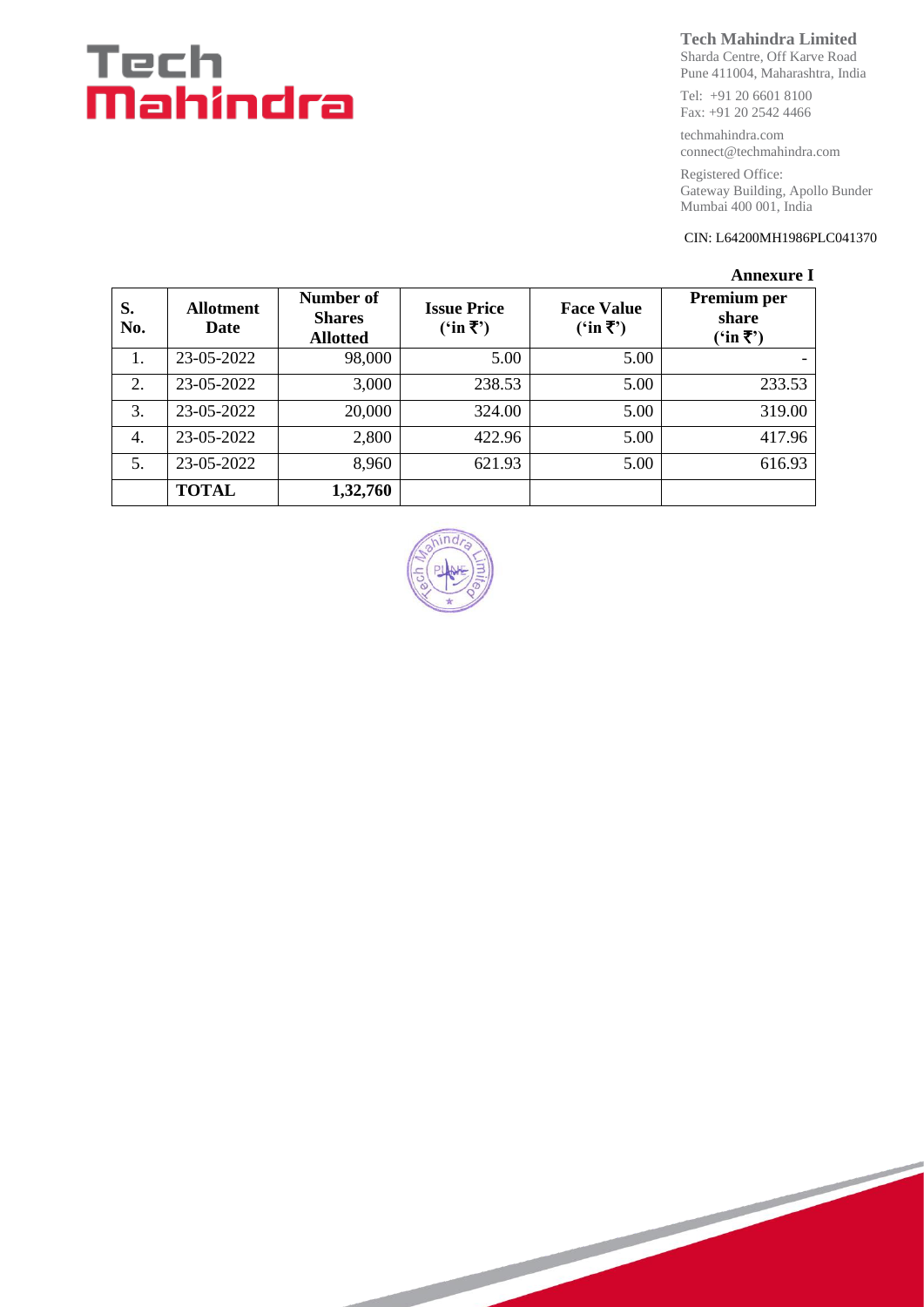**Tech Mahindra Limited**
Sharda Centre, Off Karve Road
Pune 411004, Maharashtra, India

Tel: +91 20 6601 8100
Fax: +91 20 2542 4466

techmahindra.com
connect@techmahindra.com

Registered Office:
Gateway Building, Apollo Bunder
Mumbai 400 001, India

CIN: L64200MH1986PLC041370

**Annexure I**

| S. No. | Allotment Date | Number of Shares Allotted | Issue Price ('in ₹') | Face Value ('in ₹') | Premium per share ('in ₹') |
|---|---|---|---|---|---|
| 1. | 23-05-2022 | 98,000 | 5.00 | 5.00 | - |
| 2. | 23-05-2022 | 3,000 | 238.53 | 5.00 | 233.53 |
| 3. | 23-05-2022 | 20,000 | 324.00 | 5.00 | 319.00 |
| 4. | 23-05-2022 | 2,800 | 422.96 | 5.00 | 417.96 |
| 5. | 23-05-2022 | 8,960 | 621.93 | 5.00 | 616.93 |
| | **TOTAL** | **1,32,760** | | | |